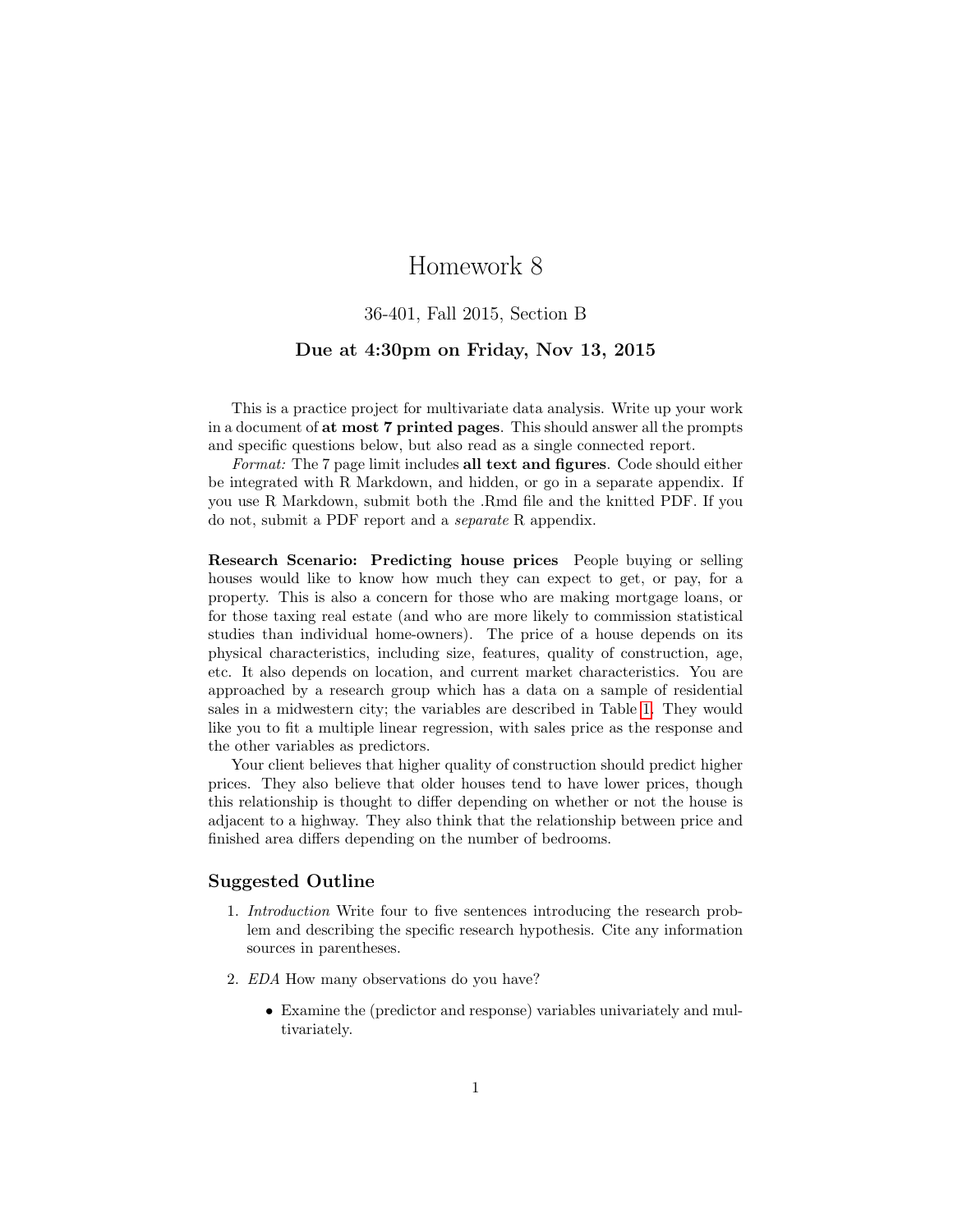# Homework 8

36-401, Fall 2015, Section B

**Due at 4:30pm on Friday, Nov 13, 2015**

This is a practice project for multivariate data analysis. Write up your work in a document of **at most 7 printed pages**. This should answer all the prompts and specific questions below, but also read as a single connected report.

*Format:* The 7 page limit includes **all text and figures**. Code should either be integrated with R Markdown, and hidden, or go in a separate appendix. If you use R Markdown, submit both the .Rmd file and the knitted PDF. If you do not, submit a PDF report and a *separate* R appendix.

**Research Scenario: Predicting house prices** People buying or selling houses would like to know how much they can expect to get, or pay, for a property. This is also a concern for those who are making mortgage loans, or for those taxing real estate (and who are more likely to commission statistical studies than individual home-owners). The price of a house depends on its physical characteristics, including size, features, quality of construction, age, etc. It also depends on location, and current market characteristics. You are approached by a research group which has a data on a sample of residential sales in a midwestern city; the variables are described in Table 1. They would like you to fit a multiple linear regression, with sales price as the response and the other variables as predictors.

Your client believes that higher quality of construction should predict higher prices. They also believe that older houses tend to have lower prices, though this relationship is thought to differ depending on whether or not the house is adjacent to a highway. They also think that the relationship between price and finished area differs depending on the number of bedrooms.

## Suggested Outline

1. *Introduction* Write four to five sentences introducing the research problem and describing the specific research hypothesis. Cite any information sources in parentheses.

2. *EDA* How many observations do you have?

   - Examine the (predictor and response) variables univariately and multivariately.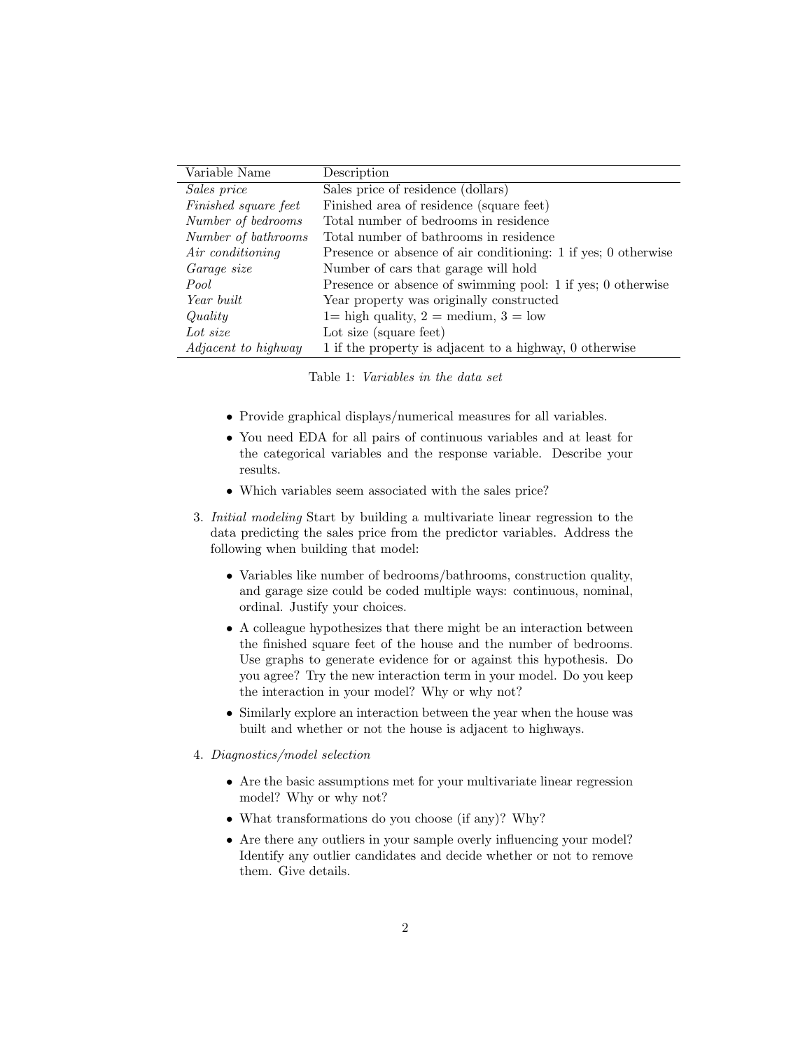| Variable Name | Description |
| --- | --- |
| *Sales price* | Sales price of residence (dollars) |
| *Finished square feet* | Finished area of residence (square feet) |
| *Number of bedrooms* | Total number of bedrooms in residence |
| *Number of bathrooms* | Total number of bathrooms in residence |
| *Air conditioning* | Presence or absence of air conditioning: 1 if yes; 0 otherwise |
| *Garage size* | Number of cars that garage will hold |
| *Pool* | Presence or absence of swimming pool: 1 if yes; 0 otherwise |
| *Year built* | Year property was originally constructed |
| *Quality* | 1= high quality, 2 = medium, 3 = low |
| *Lot size* | Lot size (square feet) |
| *Adjacent to highway* | 1 if the property is adjacent to a highway, 0 otherwise |

Table 1: *Variables in the data set*

- Provide graphical displays/numerical measures for all variables.
- You need EDA for all pairs of continuous variables and at least for the categorical variables and the response variable. Describe your results.
- Which variables seem associated with the sales price?

3. *Initial modeling* Start by building a multivariate linear regression to the data predicting the sales price from the predictor variables. Address the following when building that model:

   - Variables like number of bedrooms/bathrooms, construction quality, and garage size could be coded multiple ways: continuous, nominal, ordinal. Justify your choices.
   - A colleague hypothesizes that there might be an interaction between the finished square feet of the house and the number of bedrooms. Use graphs to generate evidence for or against this hypothesis. Do you agree? Try the new interaction term in your model. Do you keep the interaction in your model? Why or why not?
   - Similarly explore an interaction between the year when the house was built and whether or not the house is adjacent to highways.

4. *Diagnostics/model selection*

   - Are the basic assumptions met for your multivariate linear regression model? Why or why not?
   - What transformations do you choose (if any)? Why?
   - Are there any outliers in your sample overly influencing your model? Identify any outlier candidates and decide whether or not to remove them. Give details.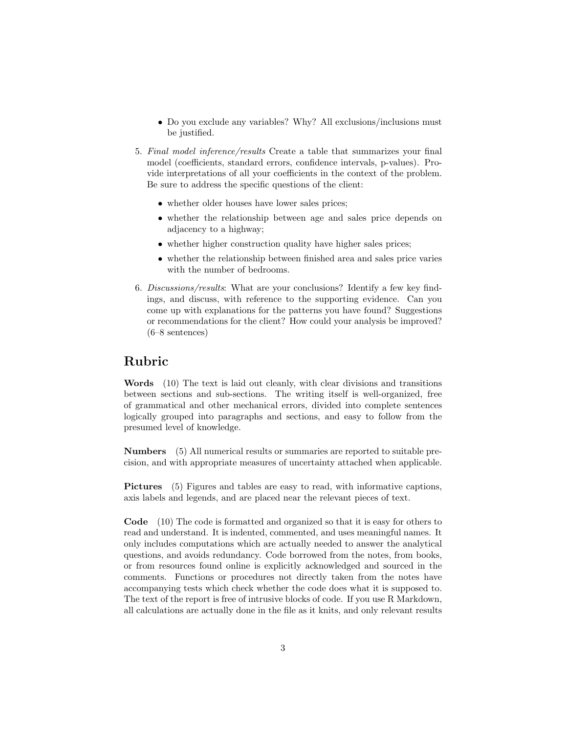- Do you exclude any variables? Why? All exclusions/inclusions must be justified.

5. *Final model inference/results* Create a table that summarizes your final model (coefficients, standard errors, confidence intervals, p-values). Provide interpretations of all your coefficients in the context of the problem. Be sure to address the specific questions of the client:

   - whether older houses have lower sales prices;
   - whether the relationship between age and sales price depends on adjacency to a highway;
   - whether higher construction quality have higher sales prices;
   - whether the relationship between finished area and sales price varies with the number of bedrooms.

6. *Discussions/results*: What are your conclusions? Identify a few key findings, and discuss, with reference to the supporting evidence. Can you come up with explanations for the patterns you have found? Suggestions or recommendations for the client? How could your analysis be improved? (6–8 sentences)

## Rubric

**Words** (10) The text is laid out cleanly, with clear divisions and transitions between sections and sub-sections. The writing itself is well-organized, free of grammatical and other mechanical errors, divided into complete sentences logically grouped into paragraphs and sections, and easy to follow from the presumed level of knowledge.

**Numbers** (5) All numerical results or summaries are reported to suitable precision, and with appropriate measures of uncertainty attached when applicable.

**Pictures** (5) Figures and tables are easy to read, with informative captions, axis labels and legends, and are placed near the relevant pieces of text.

**Code** (10) The code is formatted and organized so that it is easy for others to read and understand. It is indented, commented, and uses meaningful names. It only includes computations which are actually needed to answer the analytical questions, and avoids redundancy. Code borrowed from the notes, from books, or from resources found online is explicitly acknowledged and sourced in the comments. Functions or procedures not directly taken from the notes have accompanying tests which check whether the code does what it is supposed to. The text of the report is free of intrusive blocks of code. If you use R Markdown, all calculations are actually done in the file as it knits, and only relevant results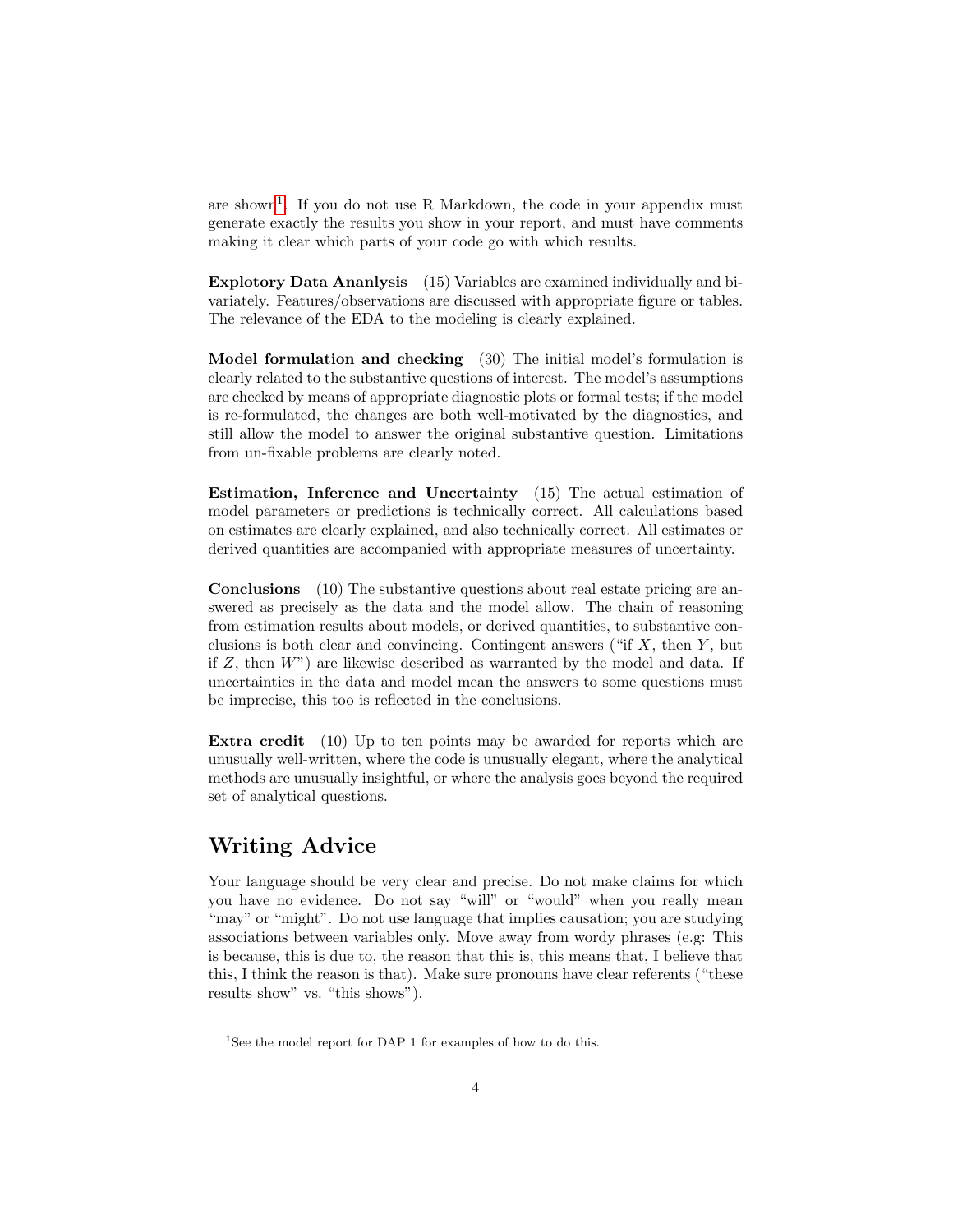are shown[1]. If you do not use R Markdown, the code in your appendix must generate exactly the results you show in your report, and must have comments making it clear which parts of your code go with which results.

**Explotory Data Ananlysis** (15) Variables are examined individually and bivariately. Features/observations are discussed with appropriate figure or tables. The relevance of the EDA to the modeling is clearly explained.

**Model formulation and checking** (30) The initial model's formulation is clearly related to the substantive questions of interest. The model's assumptions are checked by means of appropriate diagnostic plots or formal tests; if the model is re-formulated, the changes are both well-motivated by the diagnostics, and still allow the model to answer the original substantive question. Limitations from un-fixable problems are clearly noted.

**Estimation, Inference and Uncertainty** (15) The actual estimation of model parameters or predictions is technically correct. All calculations based on estimates are clearly explained, and also technically correct. All estimates or derived quantities are accompanied with appropriate measures of uncertainty.

**Conclusions** (10) The substantive questions about real estate pricing are answered as precisely as the data and the model allow. The chain of reasoning from estimation results about models, or derived quantities, to substantive conclusions is both clear and convincing. Contingent answers ("if $X$, then $Y$, but if $Z$, then $W$") are likewise described as warranted by the model and data. If uncertainties in the data and model mean the answers to some questions must be imprecise, this too is reflected in the conclusions.

**Extra credit** (10) Up to ten points may be awarded for reports which are unusually well-written, where the code is unusually elegant, where the analytical methods are unusually insightful, or where the analysis goes beyond the required set of analytical questions.

## Writing Advice

Your language should be very clear and precise. Do not make claims for which you have no evidence. Do not say "will" or "would" when you really mean "may" or "might". Do not use language that implies causation; you are studying associations between variables only. Move away from wordy phrases (e.g: This is because, this is due to, the reason that this is, this means that, I believe that this, I think the reason is that). Make sure pronouns have clear referents ("these results show" vs. "this shows").

[1] See the model report for DAP 1 for examples of how to do this.